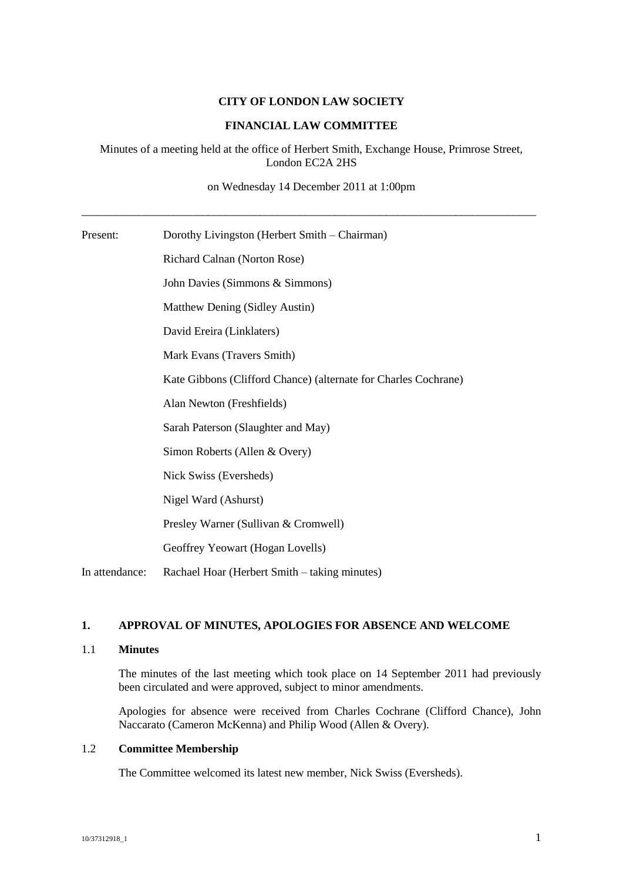**CITY OF LONDON LAW SOCIETY**

**FINANCIAL LAW COMMITTEE**

Minutes of a meeting held at the office of Herbert Smith, Exchange House, Primrose Street, London EC2A 2HS

on Wednesday 14 December 2011 at 1:00pm

---

| | |
|---|---|
| Present: | Dorothy Livingston (Herbert Smith – Chairman) |
| | Richard Calnan (Norton Rose) |
| | John Davies (Simmons & Simmons) |
| | Matthew Dening (Sidley Austin) |
| | David Ereira (Linklaters) |
| | Mark Evans (Travers Smith) |
| | Kate Gibbons (Clifford Chance) (alternate for Charles Cochrane) |
| | Alan Newton (Freshfields) |
| | Sarah Paterson (Slaughter and May) |
| | Simon Roberts (Allen & Overy) |
| | Nick Swiss (Eversheds) |
| | Nigel Ward (Ashurst) |
| | Presley Warner (Sullivan & Cromwell) |
| | Geoffrey Yeowart (Hogan Lovells) |
| In attendance: | Rachael Hoar (Herbert Smith – taking minutes) |

## 1. APPROVAL OF MINUTES, APOLOGIES FOR ABSENCE AND WELCOME

### 1.1 Minutes

The minutes of the last meeting which took place on 14 September 2011 had previously been circulated and were approved, subject to minor amendments.

Apologies for absence were received from Charles Cochrane (Clifford Chance), John Naccarato (Cameron McKenna) and Philip Wood (Allen & Overy).

### 1.2 Committee Membership

The Committee welcomed its latest new member, Nick Swiss (Eversheds).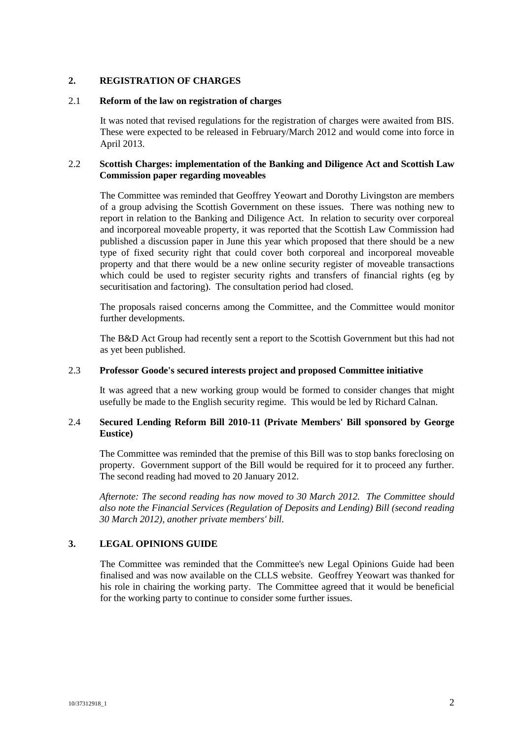## 2. REGISTRATION OF CHARGES

### 2.1 Reform of the law on registration of charges

It was noted that revised regulations for the registration of charges were awaited from BIS. These were expected to be released in February/March 2012 and would come into force in April 2013.

### 2.2 Scottish Charges: implementation of the Banking and Diligence Act and Scottish Law Commission paper regarding moveables

The Committee was reminded that Geoffrey Yeowart and Dorothy Livingston are members of a group advising the Scottish Government on these issues. There was nothing new to report in relation to the Banking and Diligence Act. In relation to security over corporeal and incorporeal moveable property, it was reported that the Scottish Law Commission had published a discussion paper in June this year which proposed that there should be a new type of fixed security right that could cover both corporeal and incorporeal moveable property and that there would be a new online security register of moveable transactions which could be used to register security rights and transfers of financial rights (eg by securitisation and factoring). The consultation period had closed.

The proposals raised concerns among the Committee, and the Committee would monitor further developments.

The B&D Act Group had recently sent a report to the Scottish Government but this had not as yet been published.

### 2.3 Professor Goode's secured interests project and proposed Committee initiative

It was agreed that a new working group would be formed to consider changes that might usefully be made to the English security regime. This would be led by Richard Calnan.

### 2.4 Secured Lending Reform Bill 2010-11 (Private Members' Bill sponsored by George Eustice)

The Committee was reminded that the premise of this Bill was to stop banks foreclosing on property. Government support of the Bill would be required for it to proceed any further. The second reading had moved to 20 January 2012.

*Afternote: The second reading has now moved to 30 March 2012. The Committee should also note the Financial Services (Regulation of Deposits and Lending) Bill (second reading 30 March 2012), another private members' bill.*

## 3. LEGAL OPINIONS GUIDE

The Committee was reminded that the Committee's new Legal Opinions Guide had been finalised and was now available on the CLLS website. Geoffrey Yeowart was thanked for his role in chairing the working party. The Committee agreed that it would be beneficial for the working party to continue to consider some further issues.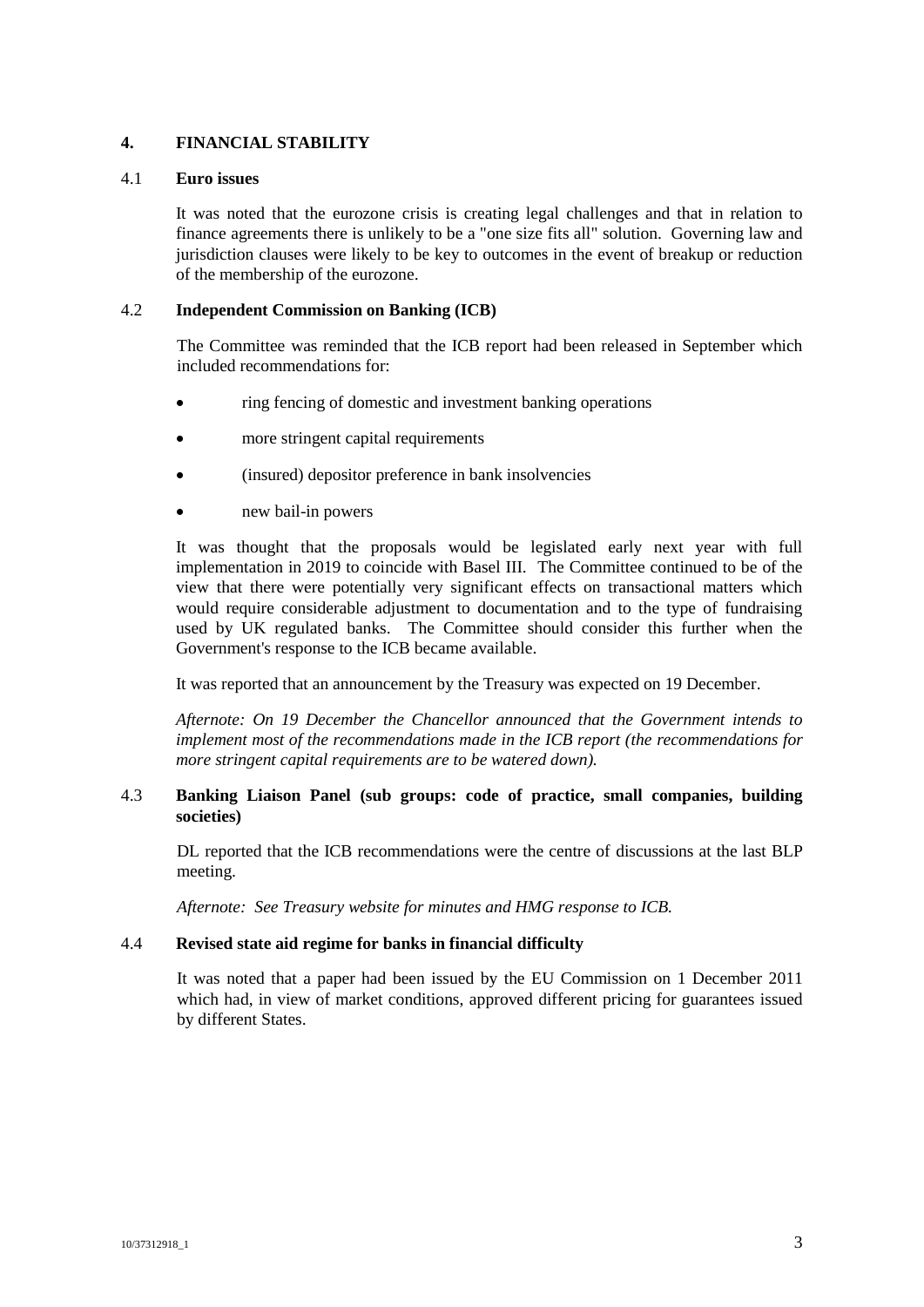## 4. FINANCIAL STABILITY

### 4.1 Euro issues

It was noted that the eurozone crisis is creating legal challenges and that in relation to finance agreements there is unlikely to be a "one size fits all" solution. Governing law and jurisdiction clauses were likely to be key to outcomes in the event of breakup or reduction of the membership of the eurozone.

### 4.2 Independent Commission on Banking (ICB)

The Committee was reminded that the ICB report had been released in September which included recommendations for:

- ring fencing of domestic and investment banking operations
- more stringent capital requirements
- (insured) depositor preference in bank insolvencies
- new bail-in powers

It was thought that the proposals would be legislated early next year with full implementation in 2019 to coincide with Basel III. The Committee continued to be of the view that there were potentially very significant effects on transactional matters which would require considerable adjustment to documentation and to the type of fundraising used by UK regulated banks. The Committee should consider this further when the Government's response to the ICB became available.

It was reported that an announcement by the Treasury was expected on 19 December.

*Afternote: On 19 December the Chancellor announced that the Government intends to implement most of the recommendations made in the ICB report (the recommendations for more stringent capital requirements are to be watered down).*

### 4.3 Banking Liaison Panel (sub groups: code of practice, small companies, building societies)

DL reported that the ICB recommendations were the centre of discussions at the last BLP meeting.

*Afternote: See Treasury website for minutes and HMG response to ICB.*

### 4.4 Revised state aid regime for banks in financial difficulty

It was noted that a paper had been issued by the EU Commission on 1 December 2011 which had, in view of market conditions, approved different pricing for guarantees issued by different States.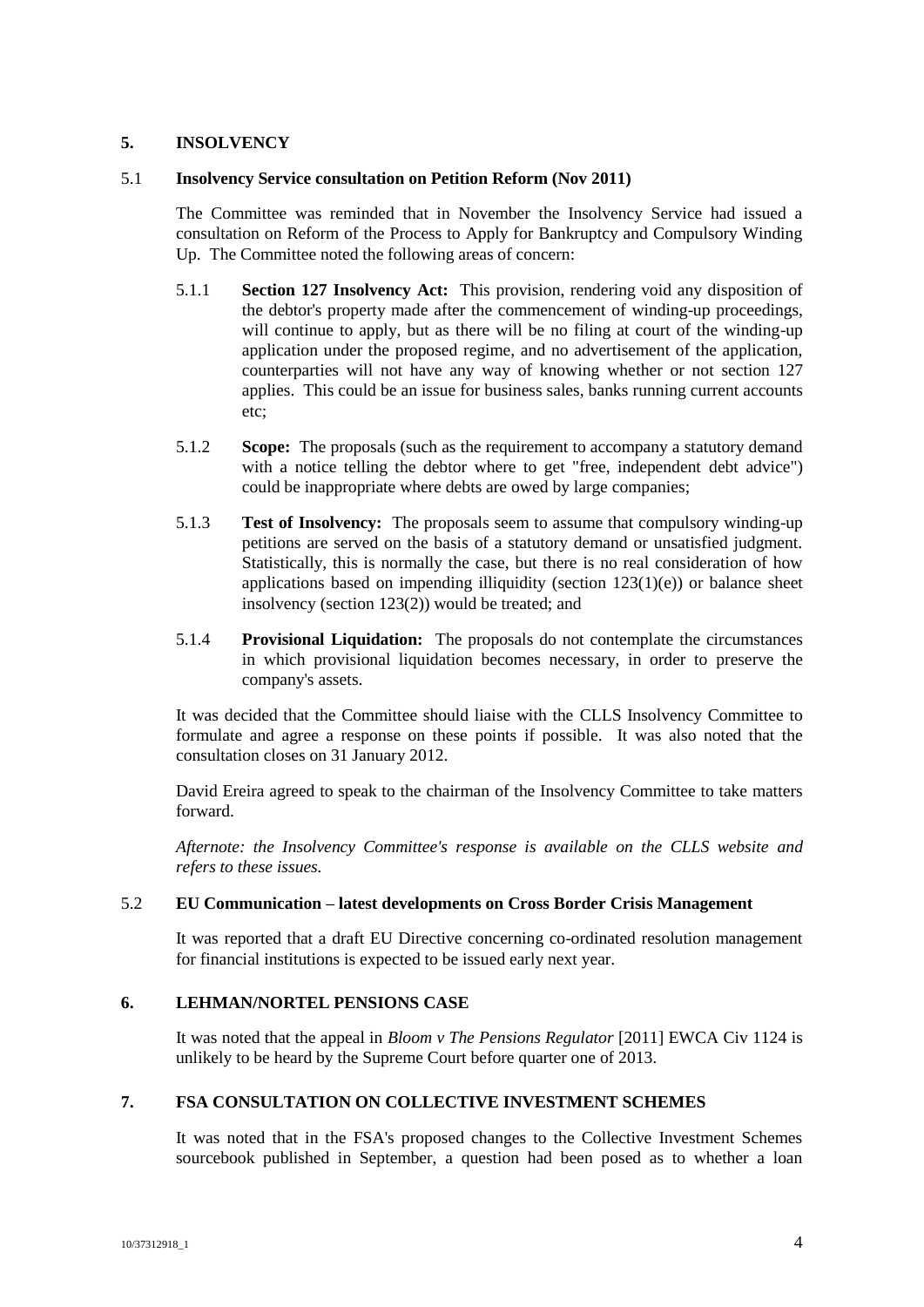## 5. INSOLVENCY

### 5.1 Insolvency Service consultation on Petition Reform (Nov 2011)

The Committee was reminded that in November the Insolvency Service had issued a consultation on Reform of the Process to Apply for Bankruptcy and Compulsory Winding Up. The Committee noted the following areas of concern:

5.1.1 **Section 127 Insolvency Act:** This provision, rendering void any disposition of the debtor's property made after the commencement of winding-up proceedings, will continue to apply, but as there will be no filing at court of the winding-up application under the proposed regime, and no advertisement of the application, counterparties will not have any way of knowing whether or not section 127 applies. This could be an issue for business sales, banks running current accounts etc;

5.1.2 **Scope:** The proposals (such as the requirement to accompany a statutory demand with a notice telling the debtor where to get "free, independent debt advice") could be inappropriate where debts are owed by large companies;

5.1.3 **Test of Insolvency:** The proposals seem to assume that compulsory winding-up petitions are served on the basis of a statutory demand or unsatisfied judgment. Statistically, this is normally the case, but there is no real consideration of how applications based on impending illiquidity (section 123(1)(e)) or balance sheet insolvency (section 123(2)) would be treated; and

5.1.4 **Provisional Liquidation:** The proposals do not contemplate the circumstances in which provisional liquidation becomes necessary, in order to preserve the company's assets.

It was decided that the Committee should liaise with the CLLS Insolvency Committee to formulate and agree a response on these points if possible. It was also noted that the consultation closes on 31 January 2012.

David Ereira agreed to speak to the chairman of the Insolvency Committee to take matters forward.

*Afternote: the Insolvency Committee's response is available on the CLLS website and refers to these issues.*

### 5.2 EU Communication – latest developments on Cross Border Crisis Management

It was reported that a draft EU Directive concerning co-ordinated resolution management for financial institutions is expected to be issued early next year.

## 6. LEHMAN/NORTEL PENSIONS CASE

It was noted that the appeal in *Bloom v The Pensions Regulator* [2011] EWCA Civ 1124 is unlikely to be heard by the Supreme Court before quarter one of 2013.

## 7. FSA CONSULTATION ON COLLECTIVE INVESTMENT SCHEMES

It was noted that in the FSA's proposed changes to the Collective Investment Schemes sourcebook published in September, a question had been posed as to whether a loan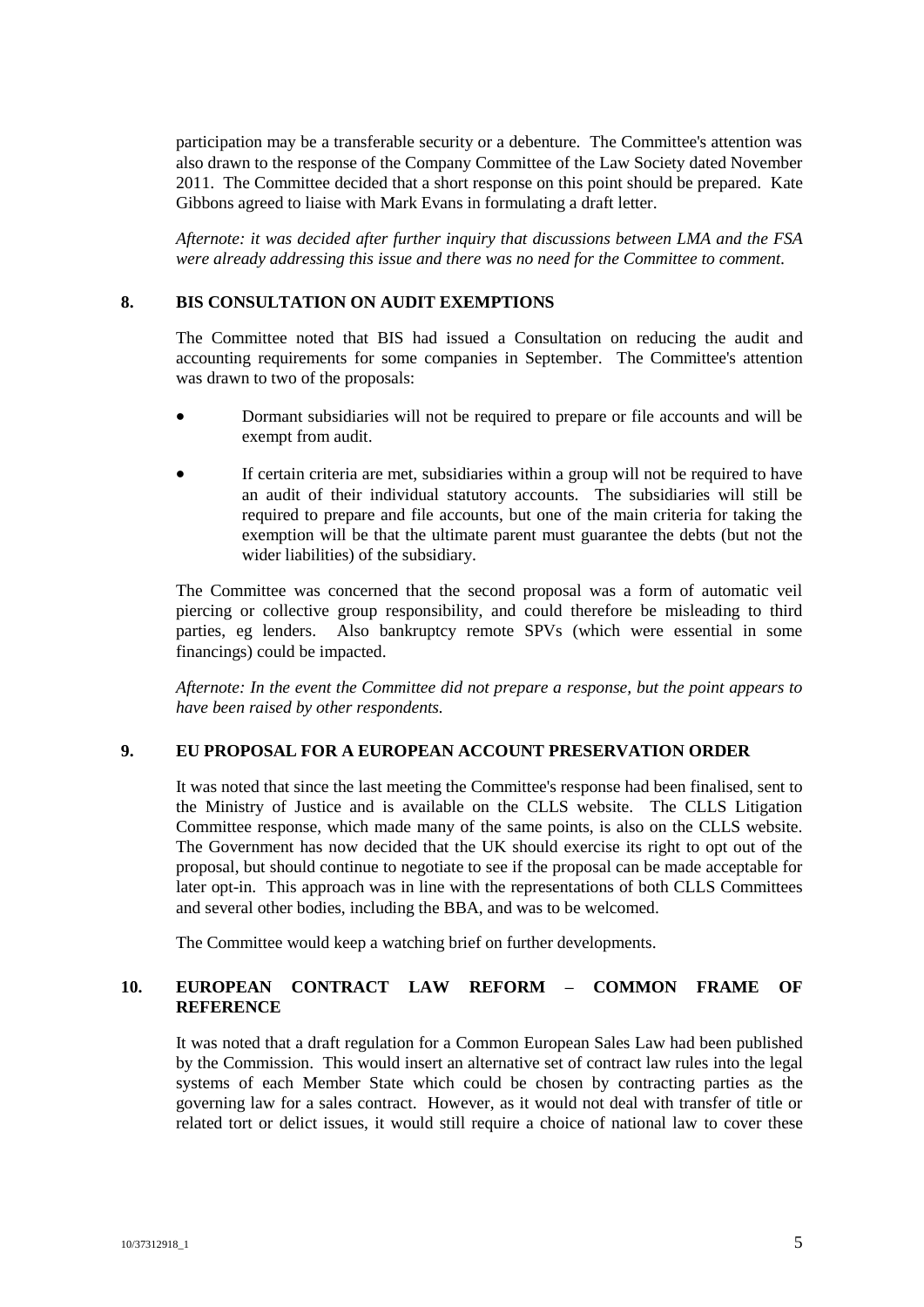participation may be a transferable security or a debenture. The Committee's attention was also drawn to the response of the Company Committee of the Law Society dated November 2011. The Committee decided that a short response on this point should be prepared. Kate Gibbons agreed to liaise with Mark Evans in formulating a draft letter.

*Afternote: it was decided after further inquiry that discussions between LMA and the FSA were already addressing this issue and there was no need for the Committee to comment.*

## 8. BIS CONSULTATION ON AUDIT EXEMPTIONS

The Committee noted that BIS had issued a Consultation on reducing the audit and accounting requirements for some companies in September. The Committee's attention was drawn to two of the proposals:

- Dormant subsidiaries will not be required to prepare or file accounts and will be exempt from audit.
- If certain criteria are met, subsidiaries within a group will not be required to have an audit of their individual statutory accounts. The subsidiaries will still be required to prepare and file accounts, but one of the main criteria for taking the exemption will be that the ultimate parent must guarantee the debts (but not the wider liabilities) of the subsidiary.

The Committee was concerned that the second proposal was a form of automatic veil piercing or collective group responsibility, and could therefore be misleading to third parties, eg lenders. Also bankruptcy remote SPVs (which were essential in some financings) could be impacted.

*Afternote: In the event the Committee did not prepare a response, but the point appears to have been raised by other respondents.*

## 9. EU PROPOSAL FOR A EUROPEAN ACCOUNT PRESERVATION ORDER

It was noted that since the last meeting the Committee's response had been finalised, sent to the Ministry of Justice and is available on the CLLS website. The CLLS Litigation Committee response, which made many of the same points, is also on the CLLS website. The Government has now decided that the UK should exercise its right to opt out of the proposal, but should continue to negotiate to see if the proposal can be made acceptable for later opt-in. This approach was in line with the representations of both CLLS Committees and several other bodies, including the BBA, and was to be welcomed.

The Committee would keep a watching brief on further developments.

## 10. EUROPEAN CONTRACT LAW REFORM – COMMON FRAME OF REFERENCE

It was noted that a draft regulation for a Common European Sales Law had been published by the Commission. This would insert an alternative set of contract law rules into the legal systems of each Member State which could be chosen by contracting parties as the governing law for a sales contract. However, as it would not deal with transfer of title or related tort or delict issues, it would still require a choice of national law to cover these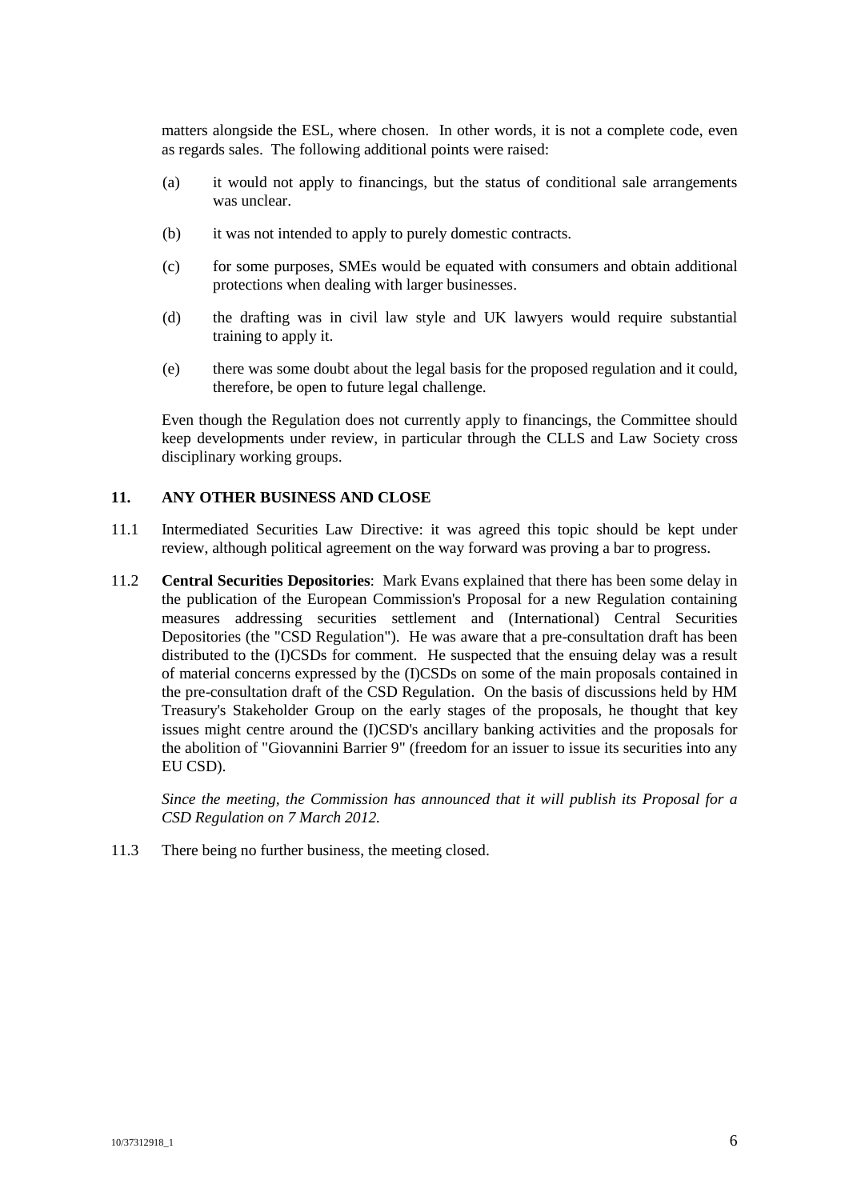matters alongside the ESL, where chosen. In other words, it is not a complete code, even as regards sales. The following additional points were raised:

(a) it would not apply to financings, but the status of conditional sale arrangements was unclear.

(b) it was not intended to apply to purely domestic contracts.

(c) for some purposes, SMEs would be equated with consumers and obtain additional protections when dealing with larger businesses.

(d) the drafting was in civil law style and UK lawyers would require substantial training to apply it.

(e) there was some doubt about the legal basis for the proposed regulation and it could, therefore, be open to future legal challenge.

Even though the Regulation does not currently apply to financings, the Committee should keep developments under review, in particular through the CLLS and Law Society cross disciplinary working groups.

## 11. ANY OTHER BUSINESS AND CLOSE

11.1 Intermediated Securities Law Directive: it was agreed this topic should be kept under review, although political agreement on the way forward was proving a bar to progress.

11.2 **Central Securities Depositories**: Mark Evans explained that there has been some delay in the publication of the European Commission's Proposal for a new Regulation containing measures addressing securities settlement and (International) Central Securities Depositories (the "CSD Regulation"). He was aware that a pre-consultation draft has been distributed to the (I)CSDs for comment. He suspected that the ensuing delay was a result of material concerns expressed by the (I)CSDs on some of the main proposals contained in the pre-consultation draft of the CSD Regulation. On the basis of discussions held by HM Treasury's Stakeholder Group on the early stages of the proposals, he thought that key issues might centre around the (I)CSD's ancillary banking activities and the proposals for the abolition of "Giovannini Barrier 9" (freedom for an issuer to issue its securities into any EU CSD).

*Since the meeting, the Commission has announced that it will publish its Proposal for a CSD Regulation on 7 March 2012.*

11.3 There being no further business, the meeting closed.